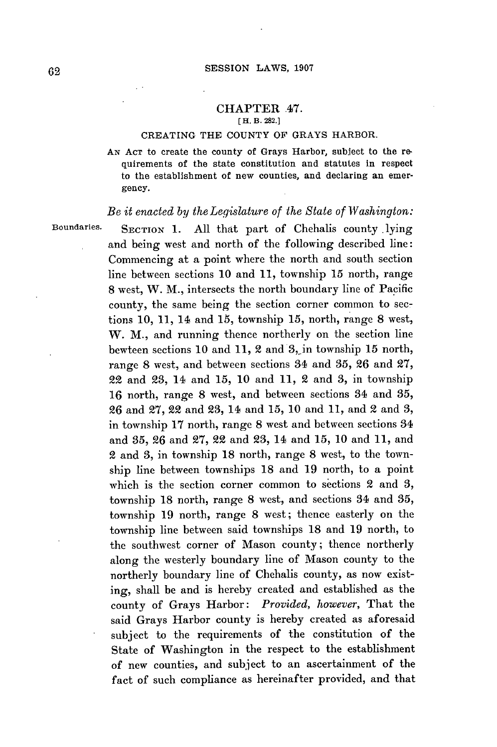## CHAPTER 47.

[H. B. 282.]

### CREATING THE COUNTY OF GRAYS HARBOR.

AN ACT to create the county of Grays Harbor, subject to the requirements of the state constitution and statutes in respect to the establishment of new counties, and declaring an emergency.

*Be it enacted by the Legislature of the State of Washington:*

Boundaries.

SECTION 1. All that part of Chehalis county lying and being west and north of the following described line: Commencing at a point where the north and south section line between sections 10 and 11, township 15 north, range 8 west, W. M., intersects the north boundary line of Pacific county, the same being the section corner common to sections 10, 11, 14 and 15, township 15, north, range 8 west, W. M., and running thence northerly on the section line bewteen sections 10 and 11, 2 and 3, in township 15 north, range 8 west, and between sections 34 and 35, 26 and 27, 22 and 23, 14 and 15, 10 and 11, 2 and 3, in township 16 north, range 8 west, and between sections 34 and 35, 26 and 27, 22 and 23, 14 and 15, 10 and 11, and 2 and 3, in township 17 north, range 8 west and between sections 34 and 35, 26 and 27, 22 and 23, 14 and 15, 10 and 11, and 2 and 3, in township 18 north, range 8 west, to the township line between townships 18 and 19 north, to a point which is the section corner common to sections 2 and 3, township 18 north, range 8 west, and sections 34 and 35, township 19 north, range 8 west; thence easterly on the township line between said townships 18 and 19 north, to the southwest corner of Mason county; thence northerly along the westerly boundary line of Mason county to the northerly boundary line of Chehalis county, as now existing, shall be and is hereby created and established as the county of Grays Harbor: *Provided, however,* That the said Grays Harbor county is hereby created as aforesaid subject to the requirements of the constitution of the State of Washington in the respect to the establishment of new counties, and subject to an ascertainment of the fact of such compliance as hereinafter provided, and that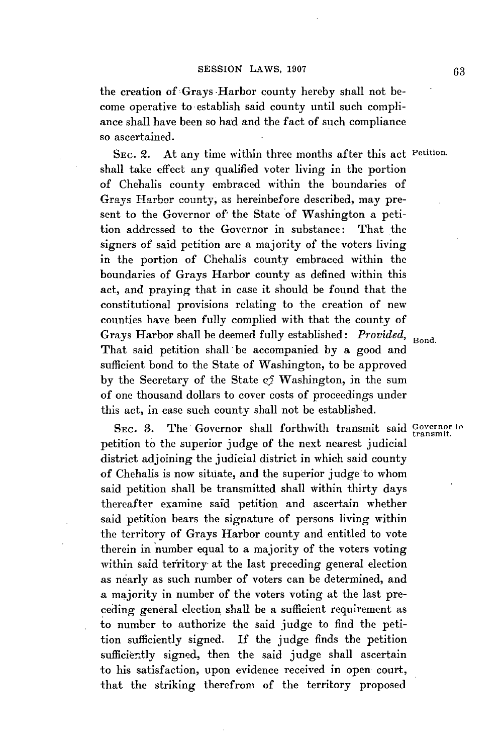the creation of Grays Harbor county hereby shall not become operative to establish said county until such compliance shall have been so had and the fact of such compliance so ascertained.

SEC. 2. At any time within three months after this act shall take effect any qualified voter living in the portion of Chehalis county embraced within the boundaries of Grays Harbor county, as hereinbefore described, may present to the Governor of the State of Washington a petition addressed to the Governor in substance: That the signers of said petition are a majority of the voters living in the portion of Chehalis county embraced within the boundaries of Grays Harbor county as defined within this act, and praying that in case it should be found that the constitutional provisions relating to the creation of new counties have been fully complied with that the county of Grays Harbor shall be deemed fully established: *Provided*, That said petition shall be accompanied by a good and sufficient bond to the State of Washington, to be approved by the Secretary of the State of Washington, in the sum of one thousand dollars to cover costs of proceedings under this act, in case such county shall not be established.

Petition.

Bond.

SEC. 3. The Governor shall forthwith transmit said petition to the superior judge of the next nearest judicial district adjoining the judicial district in which said county of Chehalis is now situate, and the superior judge to whom said petition shall be transmitted shall within thirty days thereafter examine said petition and ascertain whether said petition bears the signature of persons living within the territory of Grays Harbor county and entitled to vote therein in number equal to a majority of the voters voting within said territory at the last preceding general election as nearly as such number of voters can be determined, and a majority in number of the voters voting at the last preceding general election shall be a sufficient requirement as to number to authorize the said judge to find the petition sufficiently signed. If the judge finds the petition sufficiently signed, then the said judge shall ascertain to his satisfaction, upon evidence received in open court, that the striking therefrom of the territory proposed

Governor to transmit.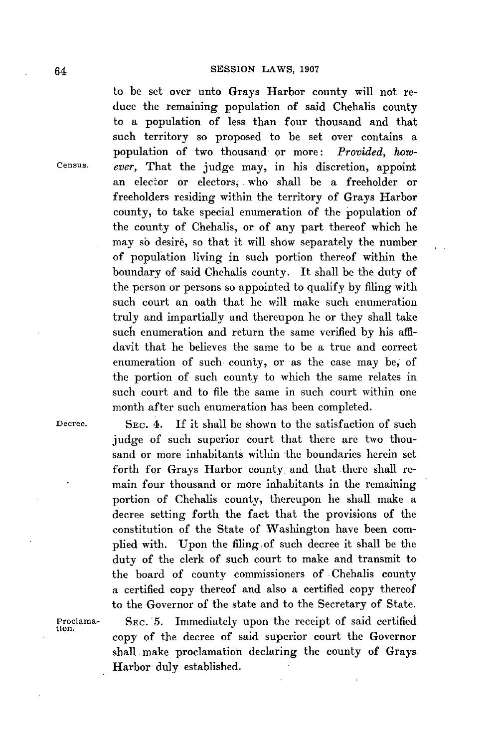to be set over unto Grays Harbor county will not reduce the remaining population of said Chehalis county to a population of less than four thousand and that such territory so proposed to be set over contains a population of two thousand or more: *Provided, however,* That the judge may, in his discretion, appoint an elector or electors, who shall be a freeholder or freeholders residing within the territory of Grays Harbor county, to take special enumeration of the population of the county of Chehalis, or of any part thereof which he may so desire, so that it will show separately the number of population living in such portion thereof within the boundary of said Chehalis county. It shall be the duty of the person or persons so appointed to qualify by filing with such court an oath that he will make such enumeration truly and impartially and thereupon he or they shall take such enumeration and return the same verified by his affidavit that he believes the same to be a true and correct enumeration of such county, or as the case may be, of the portion of such county to which the same relates in such court and to file the same in such court within one month after such enumeration has been completed.

Census.

Decree.

SEC. 4. If it shall be shown to the satisfaction of such judge of such superior court that there are two thousand or more inhabitants within the boundaries herein set forth for Grays Harbor county and that there shall remain four thousand or more inhabitants in the remaining portion of Chehalis county, thereupon he shall make a decree setting forth the fact that the provisions of the constitution of the State of Washington have been complied with. Upon the filing of such decree it shall be the duty of the clerk of such court to make and transmit to the board of county commissioners of Chehalis county a certified copy thereof and also a certified copy thereof to the Governor of the state and to the Secretary of State.

Proclamation.

SEC. 5. Immediately upon the receipt of said certified copy of the decree of said superior court the Governor shall make proclamation declaring the county of Grays Harbor duly established.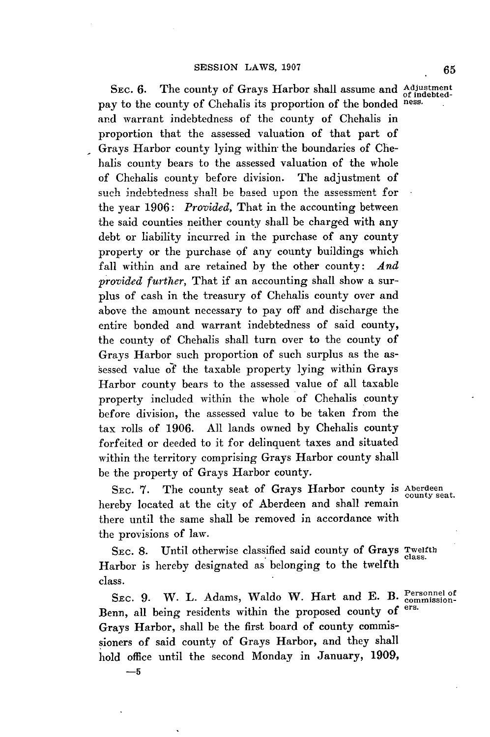SEC. 6. The county of Grays Harbor shall assume and pay to the county of Chehalis its proportion of the bonded and warrant indebtedness of the county of Chehalis in proportion that the assessed valuation of that part of Grays Harbor county lying within the boundaries of Chehalis county bears to the assessed valuation of the whole of Chehalis county before division. The adjustment of such indebtedness shall be based upon the assessment for the year 1906: *Provided,* That in the accounting between the said counties neither county shall be charged with any debt or liability incurred in the purchase of any county property or the purchase of any county buildings which fall within and are retained by the other county: *And provided further,* That if an accounting shall show a surplus of cash in the treasury of Chehalis county over and above the amount necessary to pay off and discharge the entire bonded and warrant indebtedness of said county, the county of Chehalis shall turn over to the county of Grays Harbor such proportion of such surplus as the assessed value of the taxable property lying within Grays Harbor county bears to the assessed value of all taxable property included within the whole of Chehalis county before division, the assessed value to be taken from the tax rolls of 1906. All lands owned by Chehalis county forfeited or deeded to it for delinquent taxes and situated within the territory comprising Grays Harbor county shall be the property of Grays Harbor county.

Adjustment of indebtedness.

SEC. 7. The county seat of Grays Harbor county is hereby located at the city of Aberdeen and shall remain there until the same shall be removed in accordance with the provisions of law.

Aberdeen county seat.

SEC. 8. Until otherwise classified said county of Grays Harbor is hereby designated as belonging to the twelfth class.

Twelfth class.

SEC. 9. W. L. Adams, Waldo W. Hart and E. B. Benn, all being residents within the proposed county of Grays Harbor, shall be the first board of county commissioners of said county of Grays Harbor, and they shall hold office until the second Monday in January, 1909,

Personnel of commissioners.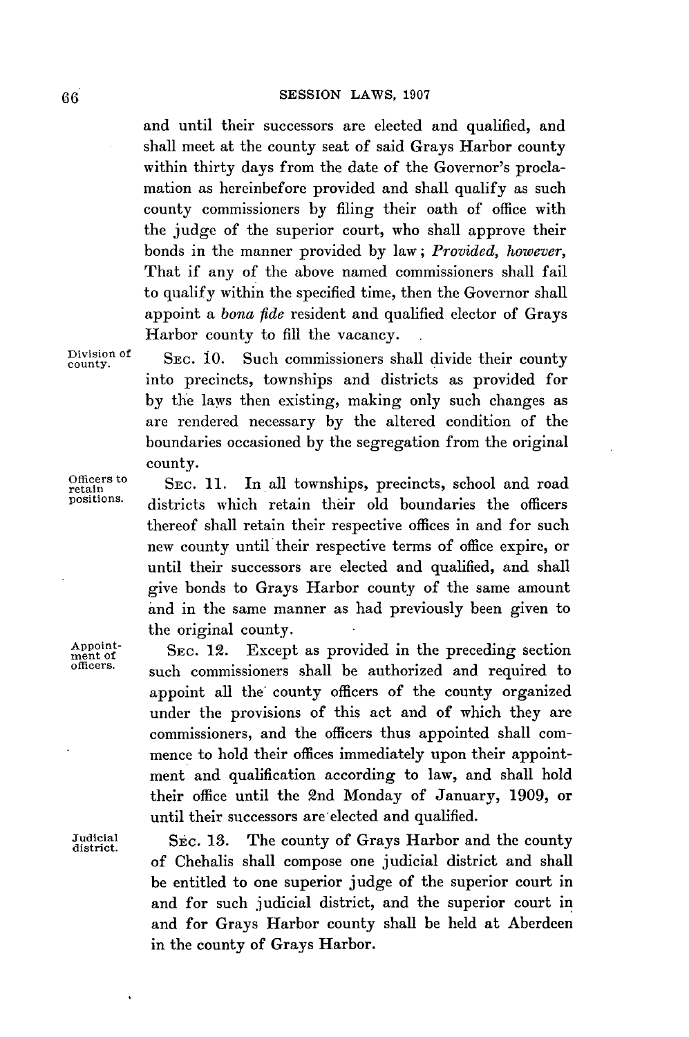and until their successors are elected and qualified, and shall meet at the county seat of said Grays Harbor county within thirty days from the date of the Governor's proclamation as hereinbefore provided and shall qualify as such county commissioners by filing their oath of office with the judge of the superior court, who shall approve their bonds in the manner provided by law; *Provided, however,* That if any of the above named commissioners shall fail to qualify within the specified time, then the Governor shall appoint a *bona fide* resident and qualified elector of Grays Harbor county to fill the vacancy.

Division of county.

SEC. 10. Such commissioners shall divide their county into precincts, townships and districts as provided for by the laws then existing, making only such changes as are rendered necessary by the altered condition of the boundaries occasioned by the segregation from the original county.

Officers to retain positions.

SEC. 11. In all townships, precincts, school and road districts which retain their old boundaries the officers thereof shall retain their respective offices in and for such new county until their respective terms of office expire, or until their successors are elected and qualified, and shall give bonds to Grays Harbor county of the same amount and in the same manner as had previously been given to the original county.

Appointment of officers.

SEC. 12. Except as provided in the preceding section such commissioners shall be authorized and required to appoint all the county officers of the county organized under the provisions of this act and of which they are commissioners, and the officers thus appointed shall commence to hold their offices immediately upon their appointment and qualification according to law, and shall hold their office until the 2nd Monday of January, 1909, or until their successors are elected and qualified.

Judicial district.

SEC. 13. The county of Grays Harbor and the county of Chehalis shall compose one judicial district and shall be entitled to one superior judge of the superior court in and for such judicial district, and the superior court in and for Grays Harbor county shall be held at Aberdeen in the county of Grays Harbor.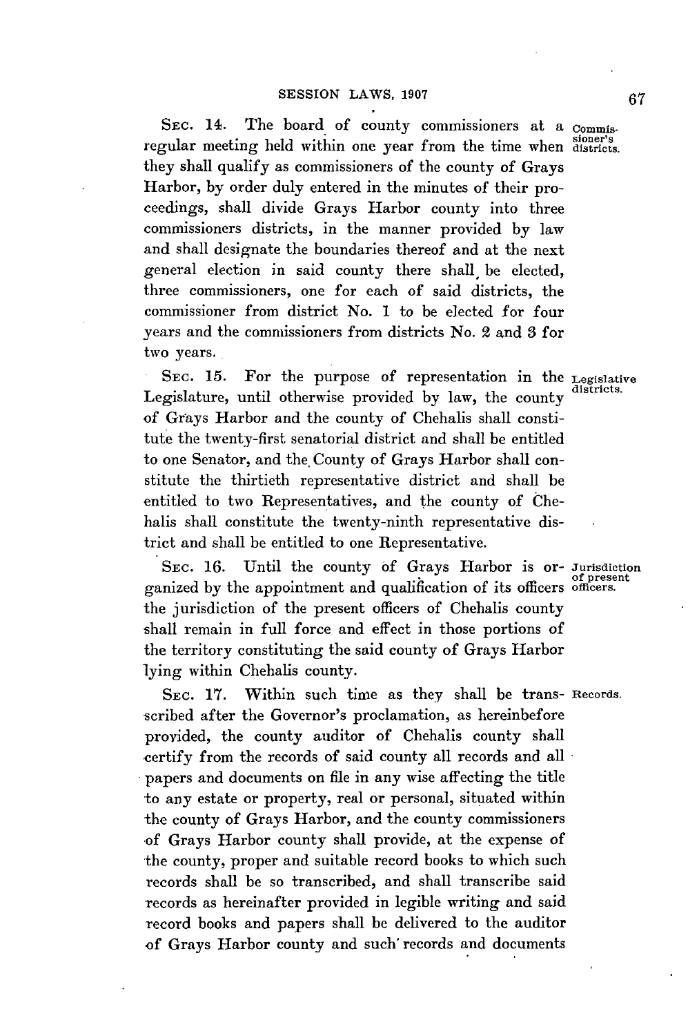SEC. 14. The board of county commissioners at a regular meeting held within one year from the time when they shall qualify as commissioners of the county of Grays Harbor, by order duly entered in the minutes of their proceedings, shall divide Grays Harbor county into three commissioners districts, in the manner provided by law and shall designate the boundaries thereof and at the next general election in said county there shall be elected, three commissioners, one for each of said districts, the commissioner from district No. 1 to be elected for four years and the commissioners from districts No. 2 and 3 for two years.

*Commissioner's districts.*

SEC. 15. For the purpose of representation in the Legislature, until otherwise provided by law, the county of Grays Harbor and the county of Chehalis shall constitute the twenty-first senatorial district and shall be entitled to one Senator, and the County of Grays Harbor shall constitute the thirtieth representative district and shall be entitled to two Representatives, and the county of Chehalis shall constitute the twenty-ninth representative district and shall be entitled to one Representative.

*Legislative districts.*

SEC. 16. Until the county of Grays Harbor is organized by the appointment and qualification of its officers the jurisdiction of the present officers of Chehalis county shall remain in full force and effect in those portions of the territory constituting the said county of Grays Harbor lying within Chehalis county.

*Jurisdiction of present officers.*

SEC. 17. Within such time as they shall be transscribed after the Governor's proclamation, as hereinbefore provided, the county auditor of Chehalis county shall certify from the records of said county all records and all papers and documents on file in any wise affecting the title to any estate or property, real or personal, situated within the county of Grays Harbor, and the county commissioners of Grays Harbor county shall provide, at the expense of the county, proper and suitable record books to which such records shall be so transcribed, and shall transcribe said records as hereinafter provided in legible writing and said record books and papers shall be delivered to the auditor of Grays Harbor county and such records and documents

*Records.*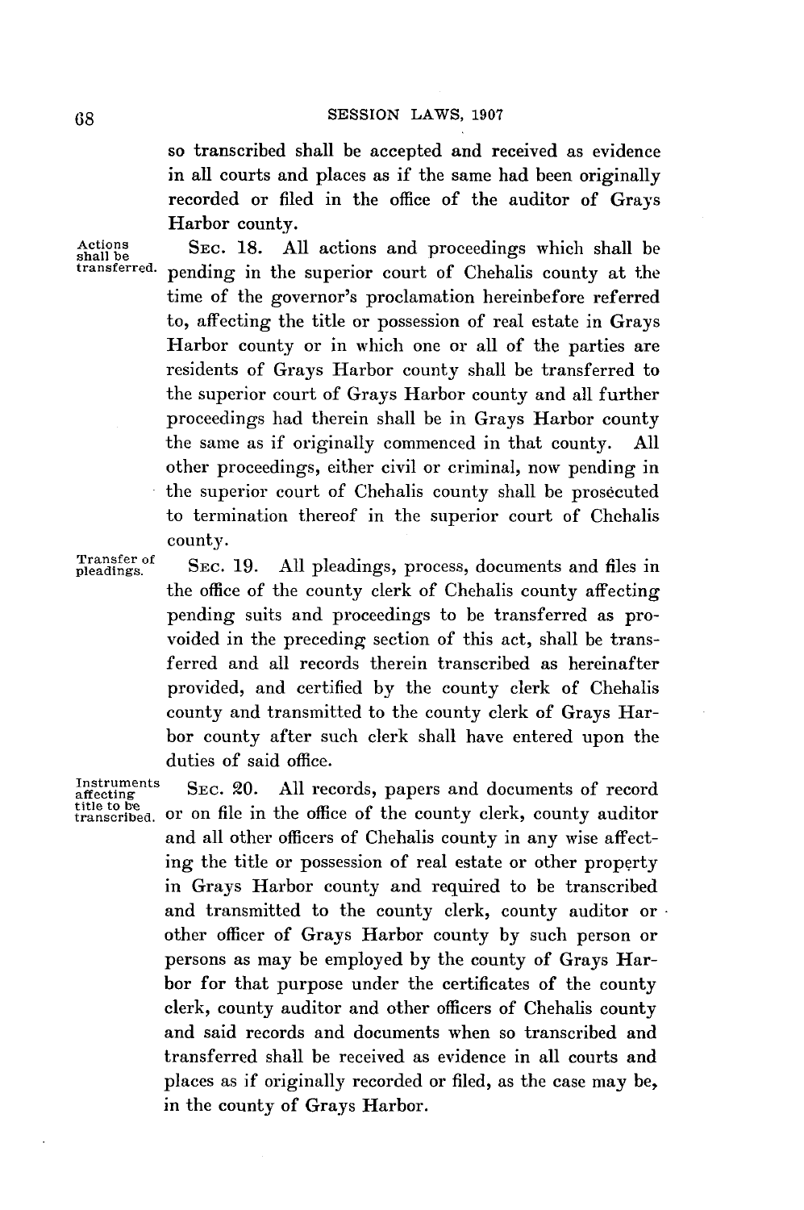so transcribed shall be accepted and received as evidence in all courts and places as if the same had been originally recorded or filed in the office of the auditor of Grays Harbor county.

Actions shall be transferred.

SEC. 18. All actions and proceedings which shall be pending in the superior court of Chehalis county at the time of the governor's proclamation hereinbefore referred to, affecting the title or possession of real estate in Grays Harbor county or in which one or all of the parties are residents of Grays Harbor county shall be transferred to the superior court of Grays Harbor county and all further proceedings had therein shall be in Grays Harbor county the same as if originally commenced in that county. All other proceedings, either civil or criminal, now pending in the superior court of Chehalis county shall be prosecuted to termination thereof in the superior court of Chehalis county.

Transfer of pleadings.

SEC. 19. All pleadings, process, documents and files in the office of the county clerk of Chehalis county affecting pending suits and proceedings to be transferred as provoided in the preceding section of this act, shall be transferred and all records therein transcribed as hereinafter provided, and certified by the county clerk of Chehalis county and transmitted to the county clerk of Grays Harbor county after such clerk shall have entered upon the duties of said office.

Instruments affecting title to be transcribed.

SEC. 20. All records, papers and documents of record or on file in the office of the county clerk, county auditor and all other officers of Chehalis county in any wise affecting the title or possession of real estate or other property in Grays Harbor county and required to be transcribed and transmitted to the county clerk, county auditor or other officer of Grays Harbor county by such person or persons as may be employed by the county of Grays Harbor for that purpose under the certificates of the county clerk, county auditor and other officers of Chehalis county and said records and documents when so transcribed and transferred shall be received as evidence in all courts and places as if originally recorded or filed, as the case may be, in the county of Grays Harbor.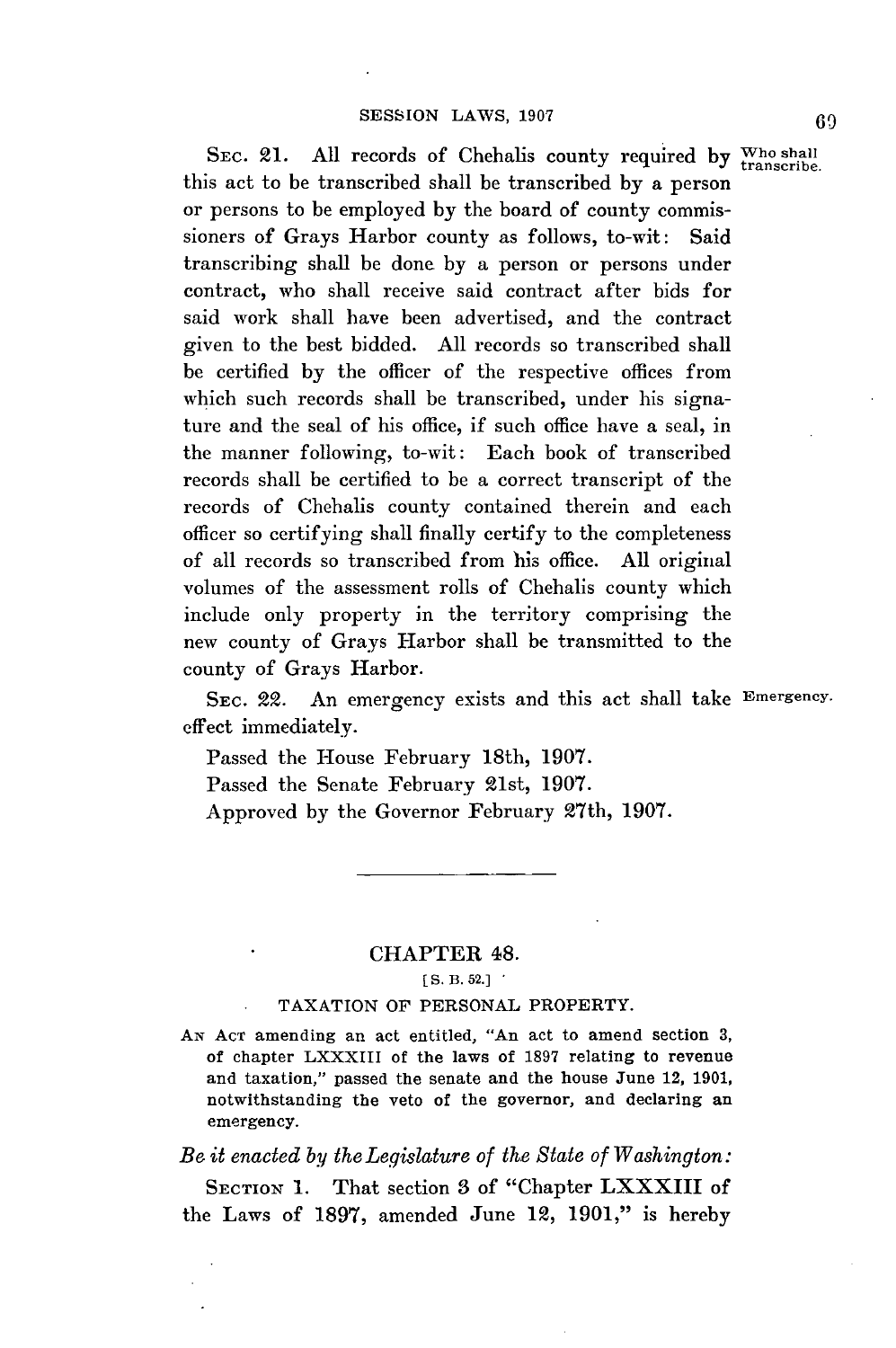SEC. 21. All records of Chehalis county required by this act to be transcribed shall be transcribed by a person or persons to be employed by the board of county commissioners of Grays Harbor county as follows, to-wit: Said transcribing shall be done by a person or persons under contract, who shall receive said contract after bids for said work shall have been advertised, and the contract given to the best bidded. All records so transcribed shall be certified by the officer of the respective offices from which such records shall be transcribed, under his signature and the seal of his office, if such office have a seal, in the manner following, to-wit: Each book of transcribed records shall be certified to be a correct transcript of the records of Chehalis county contained therein and each officer so certifying shall finally certify to the completeness of all records so transcribed from his office. All original volumes of the assessment rolls of Chehalis county which include only property in the territory comprising the new county of Grays Harbor shall be transmitted to the county of Grays Harbor.

Who shall transcribe.

SEC. 22. An emergency exists and this act shall take effect immediately.

Emergency.

Passed the House February 18th, 1907.

Passed the Senate February 21st, 1907.

Approved by the Governor February 27th, 1907.

---

## CHAPTER 48.

[S. B. 52.]

### TAXATION OF PERSONAL PROPERTY.

AN ACT amending an act entitled, "An act to amend section 3, of chapter LXXXIII of the laws of 1897 relating to revenue and taxation," passed the senate and the house June 12, 1901, notwithstanding the veto of the governor, and declaring an emergency.

*Be it enacted by the Legislature of the State of Washington:*

SECTION 1. That section 3 of "Chapter LXXXIII of the Laws of 1897, amended June 12, 1901," is hereby